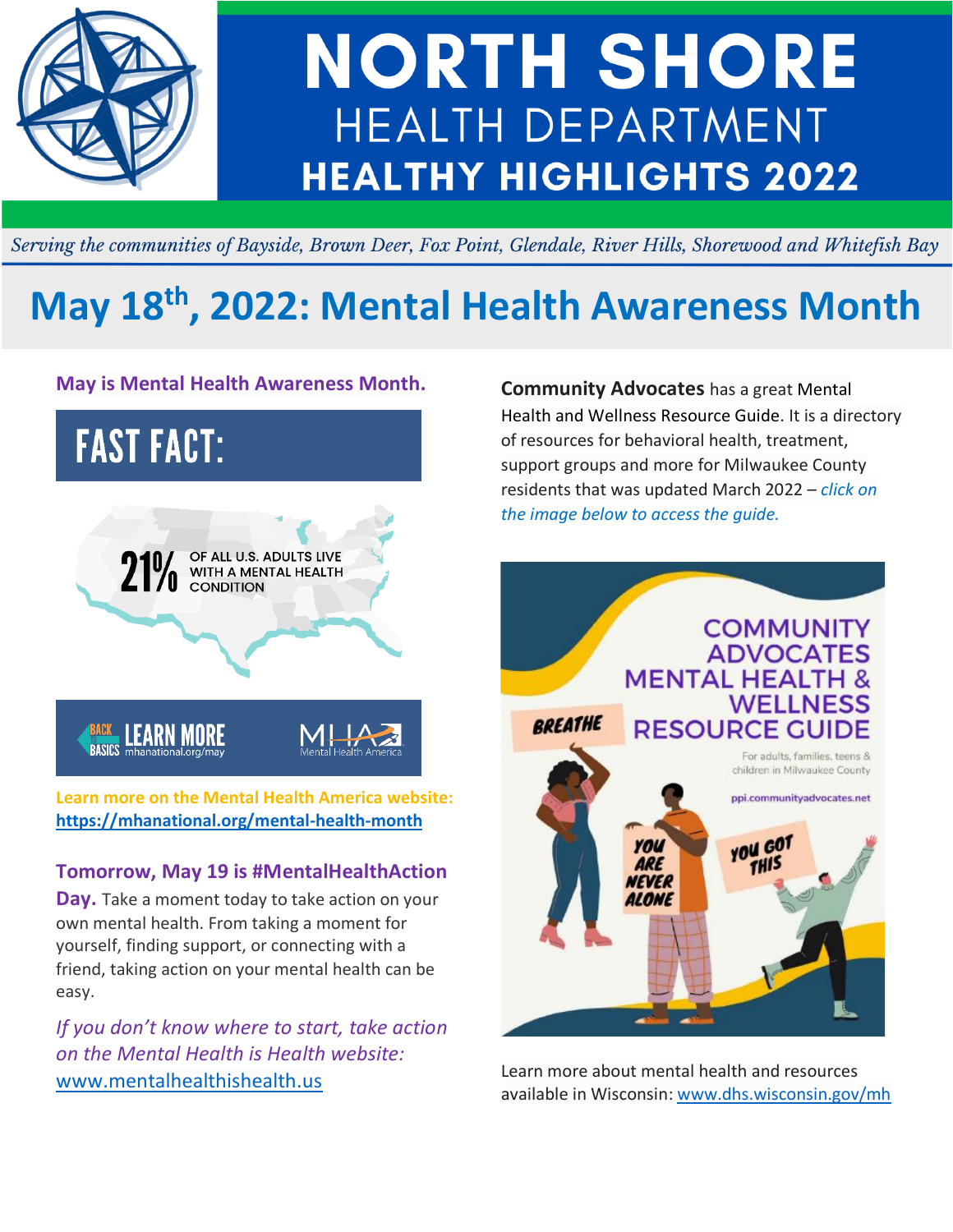# NORTH SHORE HEALTH DEPARTMENT

## HEALTHY HIGHLIGHTS 2022

*Serving the communities of Bayside, Brown Deer, Fox Point, Glendale, River Hills, Shorewood and Whitefish Bay*

# May 18th, 2022: Mental Health Awareness Month

**May is Mental Health Awareness Month.**

**FAST FACT:**

21% OF ALL U.S. ADULTS LIVE WITH A MENTAL HEALTH CONDITION

BACK TO BASICS — LEARN MORE mhanational.org/may — Mental Health America

**Learn more on the Mental Health America website:** **https://mhanational.org/mental-health-month**

**Tomorrow, May 19 is #MentalHealthAction Day.** Take a moment today to take action on your own mental health. From taking a moment for yourself, finding support, or connecting with a friend, taking action on your mental health can be easy.

*If you don't know where to start, take action on the Mental Health is Health website:* www.mentalhealthishealth.us

**Community Advocates** has a great Mental Health and Wellness Resource Guide. It is a directory of resources for behavioral health, treatment, support groups and more for Milwaukee County residents that was updated March 2022 – *click on the image below to access the guide.*

COMMUNITY ADVOCATES MENTAL HEALTH & WELLNESS RESOURCE GUIDE

For adults, families, teens & children in Milwaukee County

ppi.communityadvocates.net

BREATHE — YOU ARE NEVER ALONE — YOU GOT THIS

Learn more about mental health and resources available in Wisconsin: www.dhs.wisconsin.gov/mh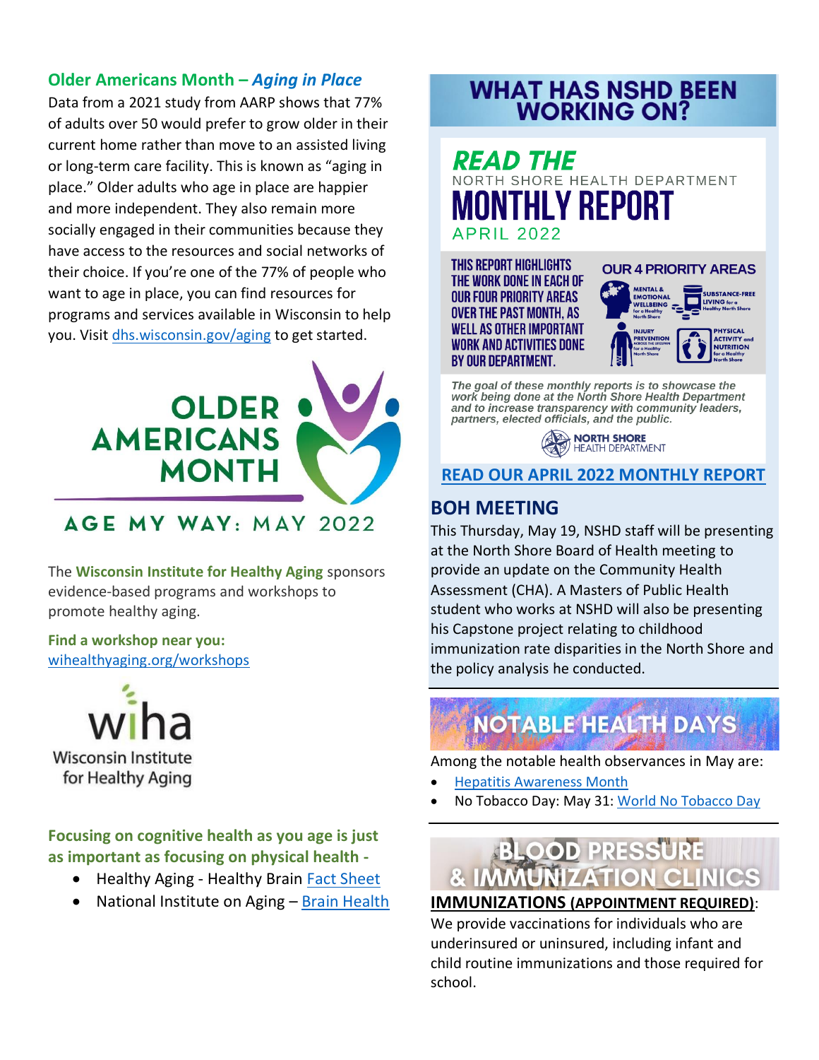## Older Americans Month – *Aging in Place*

Data from a 2021 study from AARP shows that 77% of adults over 50 would prefer to grow older in their current home rather than move to an assisted living or long-term care facility. This is known as “aging in place.” Older adults who age in place are happier and more independent. They also remain more socially engaged in their communities because they have access to the resources and social networks of their choice. If you’re one of the 77% of people who want to age in place, you can find resources for programs and services available in Wisconsin to help you. Visit dhs.wisconsin.gov/aging to get started.

OLDER AMERICANS MONTH

AGE MY WAY: MAY 2022

The **Wisconsin Institute for Healthy Aging** sponsors evidence-based programs and workshops to promote healthy aging.

**Find a workshop near you:**
wihealthyaging.org/workshops

wiha
Wisconsin Institute for Healthy Aging

**Focusing on cognitive health as you age is just as important as focusing on physical health -**

- Healthy Aging - Healthy Brain Fact Sheet
- National Institute on Aging – Brain Health

# WHAT HAS NSHD BEEN WORKING ON?

**READ THE** NORTH SHORE HEALTH DEPARTMENT **MONTHLY REPORT** APRIL 2022

THIS REPORT HIGHLIGHTS THE WORK DONE IN EACH OF OUR FOUR PRIORITY AREAS OVER THE PAST MONTH, AS WELL AS OTHER IMPORTANT WORK AND ACTIVITIES DONE BY OUR DEPARTMENT.

OUR 4 PRIORITY AREAS

- MENTAL & EMOTIONAL WELLBEING for a Healthy North Shore
- SUBSTANCE-FREE LIVING for a Healthy North Shore
- INJURY PREVENTION ACROSS THE LIFESPAN for a Healthy North Shore
- PHYSICAL ACTIVITY and NUTRITION for a Healthy North Shore

*The goal of these monthly reports is to showcase the work being done at the North Shore Health Department and to increase transparency with community leaders, partners, elected officials, and the public.*

NORTH SHORE HEALTH DEPARTMENT

**READ OUR APRIL 2022 MONTHLY REPORT**

## BOH MEETING

This Thursday, May 19, NSHD staff will be presenting at the North Shore Board of Health meeting to provide an update on the Community Health Assessment (CHA). A Masters of Public Health student who works at NSHD will also be presenting his Capstone project relating to childhood immunization rate disparities in the North Shore and the policy analysis he conducted.

## NOTABLE HEALTH DAYS

Among the notable health observances in May are:

- Hepatitis Awareness Month
- No Tobacco Day: May 31: World No Tobacco Day

## BLOOD PRESSURE & IMMUNIZATION CLINICS

**IMMUNIZATIONS (APPOINTMENT REQUIRED)**:
We provide vaccinations for individuals who are underinsured or uninsured, including infant and child routine immunizations and those required for school.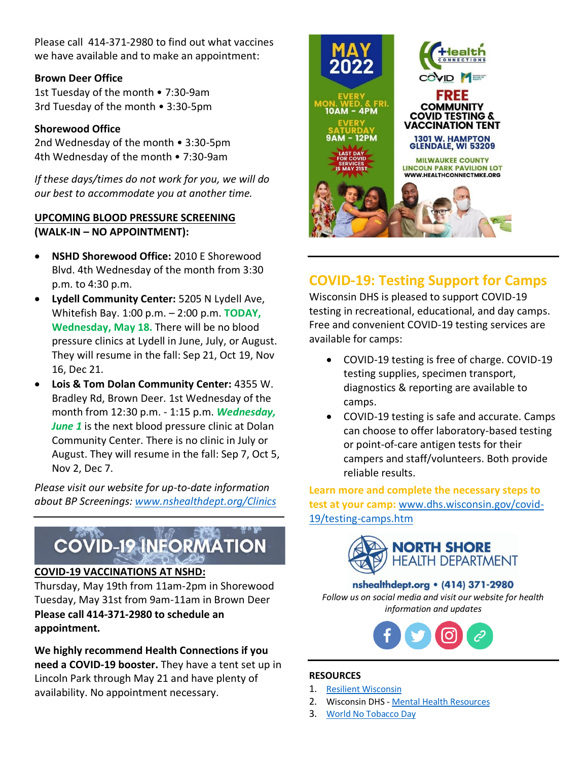Please call 414-371-2980 to find out what vaccines we have available and to make an appointment:

**Brown Deer Office**
1st Tuesday of the month • 7:30-9am
3rd Tuesday of the month • 3:30-5pm

**Shorewood Office**
2nd Wednesday of the month • 3:30-5pm
4th Wednesday of the month • 7:30-9am

*If these days/times do not work for you, we will do our best to accommodate you at another time.*

**UPCOMING BLOOD PRESSURE SCREENING (WALK-IN – NO APPOINTMENT):**

- **NSHD Shorewood Office:** 2010 E Shorewood Blvd. 4th Wednesday of the month from 3:30 p.m. to 4:30 p.m.
- **Lydell Community Center:** 5205 N Lydell Ave, Whitefish Bay. 1:00 p.m. – 2:00 p.m. **TODAY, Wednesday, May 18.** There will be no blood pressure clinics at Lydell in June, July, or August. They will resume in the fall: Sep 21, Oct 19, Nov 16, Dec 21.
- **Lois & Tom Dolan Community Center:** 4355 W. Bradley Rd, Brown Deer. 1st Wednesday of the month from 12:30 p.m. - 1:15 p.m. ***Wednesday, June 1*** is the next blood pressure clinic at Dolan Community Center. There is no clinic in July or August. They will resume in the fall: Sep 7, Oct 5, Nov 2, Dec 7.

*Please visit our website for up-to-date information about BP Screenings: www.nshealthdept.org/Clinics*

# COVID-19 INFORMATION

**COVID-19 VACCINATIONS AT NSHD:**
Thursday, May 19th from 11am-2pm in Shorewood
Tuesday, May 31st from 9am-11am in Brown Deer
**Please call 414-371-2980 to schedule an appointment.**

**We highly recommend Health Connections if you need a COVID-19 booster.** They have a tent set up in Lincoln Park through May 21 and have plenty of availability. No appointment necessary.

MAY 2022

EVERY MON. WED. & FRI. 10AM - 4PM

EVERY SATURDAY 9AM - 12PM

LAST DAY FOR COVID SERVICES IS MAY 21ST

Health Connections

COVID

FREE COMMUNITY COVID TESTING & VACCINATION TENT

1301 W. HAMPTON GLENDALE, WI 53209

MILWAUKEE COUNTY LINCOLN PARK PAVILION LOT

WWW.HEALTHCONNECTMKE.ORG

## COVID-19: Testing Support for Camps

Wisconsin DHS is pleased to support COVID-19 testing in recreational, educational, and day camps. Free and convenient COVID-19 testing services are available for camps:

- COVID-19 testing is free of charge. COVID-19 testing supplies, specimen transport, diagnostics & reporting are available to camps.
- COVID-19 testing is safe and accurate. Camps can choose to offer laboratory-based testing or point-of-care antigen tests for their campers and staff/volunteers. Both provide reliable results.

**Learn more and complete the necessary steps to test at your camp:** www.dhs.wisconsin.gov/covid-19/testing-camps.htm

**NORTH SHORE HEALTH DEPARTMENT**

**nshealthdept.org • (414) 371-2980**

*Follow us on social media and visit our website for health information and updates*

**RESOURCES**

1. Resilient Wisconsin
2. Wisconsin DHS - Mental Health Resources
3. World No Tobacco Day